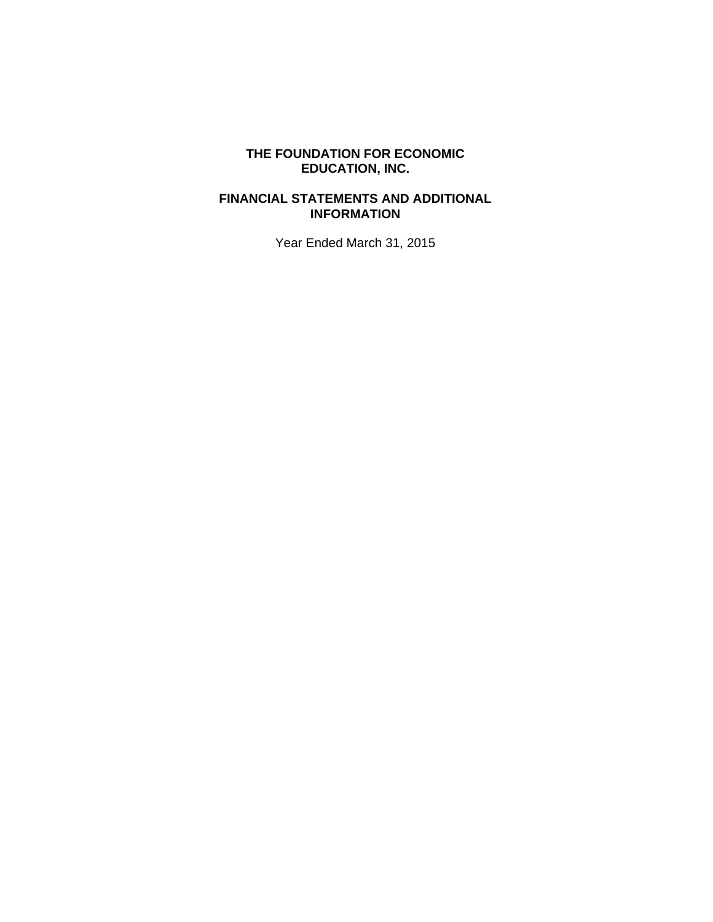# THE FOUNDATION FOR ECONOMIC EDUCATION, INC.

## FINANCIAL STATEMENTS AND ADDITIONAL INFORMATION

Year Ended March 31, 2015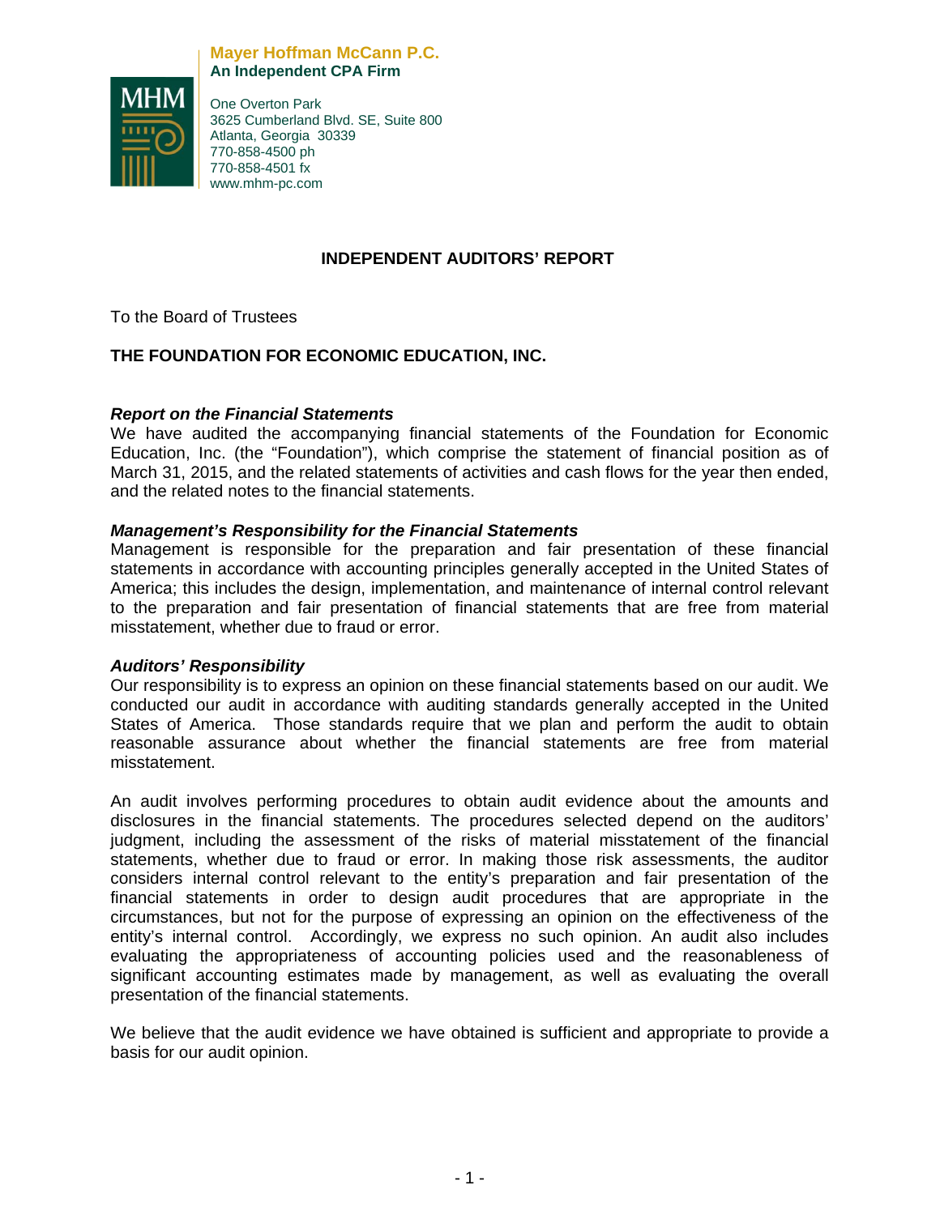**Mayer Hoffman McCann P.C.**
**An Independent CPA Firm**

One Overton Park
3625 Cumberland Blvd. SE, Suite 800
Atlanta, Georgia 30339
770-858-4500 ph
770-858-4501 fx
www.mhm-pc.com

## INDEPENDENT AUDITORS' REPORT

To the Board of Trustees

**THE FOUNDATION FOR ECONOMIC EDUCATION, INC.**

***Report on the Financial Statements***

We have audited the accompanying financial statements of the Foundation for Economic Education, Inc. (the "Foundation"), which comprise the statement of financial position as of March 31, 2015, and the related statements of activities and cash flows for the year then ended, and the related notes to the financial statements.

***Management's Responsibility for the Financial Statements***

Management is responsible for the preparation and fair presentation of these financial statements in accordance with accounting principles generally accepted in the United States of America; this includes the design, implementation, and maintenance of internal control relevant to the preparation and fair presentation of financial statements that are free from material misstatement, whether due to fraud or error.

***Auditors' Responsibility***

Our responsibility is to express an opinion on these financial statements based on our audit. We conducted our audit in accordance with auditing standards generally accepted in the United States of America. Those standards require that we plan and perform the audit to obtain reasonable assurance about whether the financial statements are free from material misstatement.

An audit involves performing procedures to obtain audit evidence about the amounts and disclosures in the financial statements. The procedures selected depend on the auditors' judgment, including the assessment of the risks of material misstatement of the financial statements, whether due to fraud or error. In making those risk assessments, the auditor considers internal control relevant to the entity's preparation and fair presentation of the financial statements in order to design audit procedures that are appropriate in the circumstances, but not for the purpose of expressing an opinion on the effectiveness of the entity's internal control. Accordingly, we express no such opinion. An audit also includes evaluating the appropriateness of accounting policies used and the reasonableness of significant accounting estimates made by management, as well as evaluating the overall presentation of the financial statements.

We believe that the audit evidence we have obtained is sufficient and appropriate to provide a basis for our audit opinion.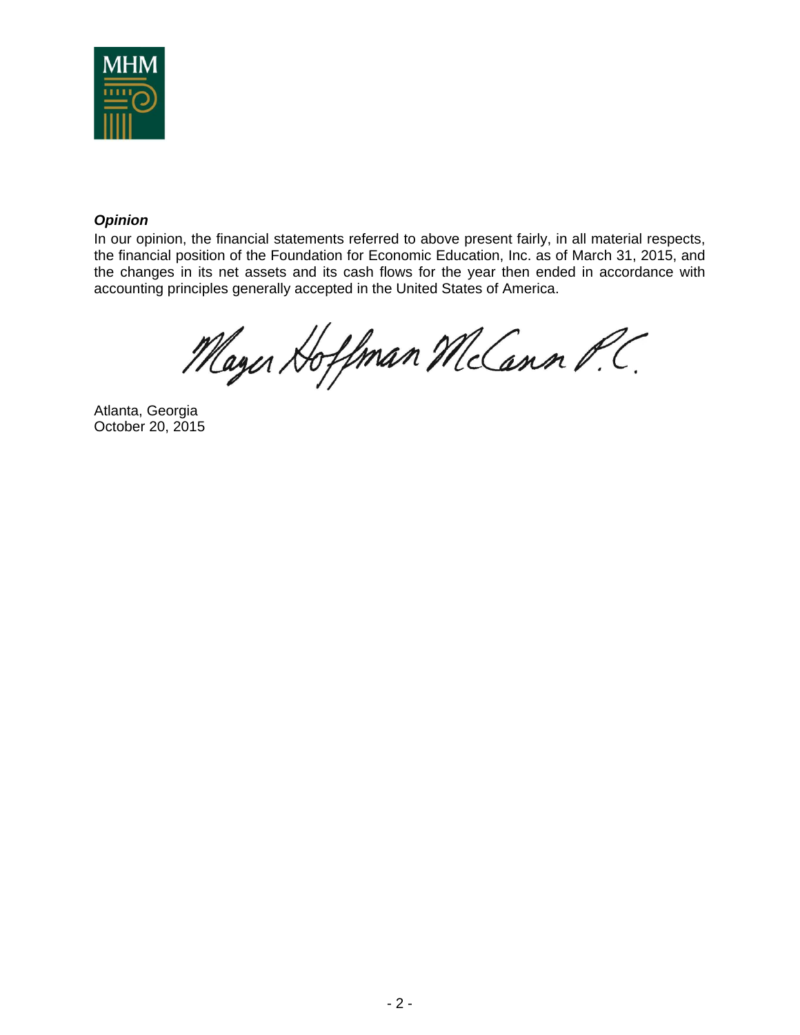***Opinion***

In our opinion, the financial statements referred to above present fairly, in all material respects, the financial position of the Foundation for Economic Education, Inc. as of March 31, 2015, and the changes in its net assets and its cash flows for the year then ended in accordance with accounting principles generally accepted in the United States of America.

Mayer Hoffman McCann P.C.

Atlanta, Georgia
October 20, 2015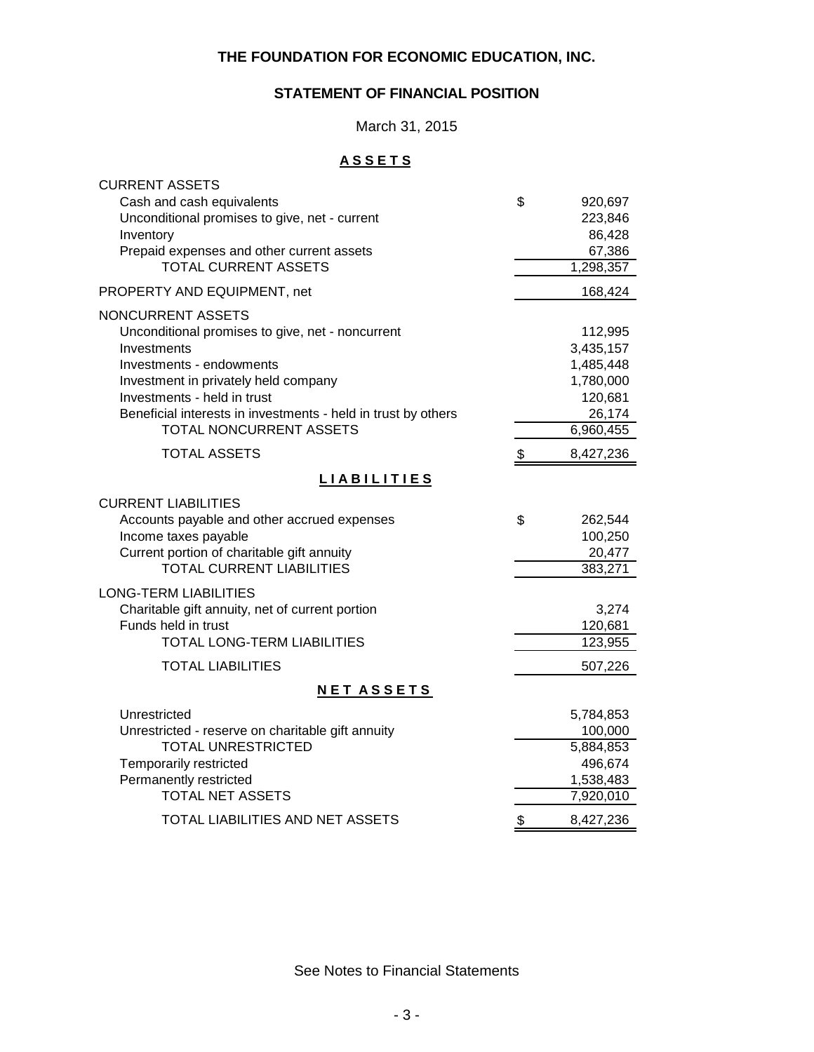# THE FOUNDATION FOR ECONOMIC EDUCATION, INC.

## STATEMENT OF FINANCIAL POSITION

March 31, 2015

### ASSETS

| | |
|---|---|
| CURRENT ASSETS | |
| Cash and cash equivalents | $ 920,697 |
| Unconditional promises to give, net - current | 223,846 |
| Inventory | 86,428 |
| Prepaid expenses and other current assets | 67,386 |
| TOTAL CURRENT ASSETS | 1,298,357 |
| PROPERTY AND EQUIPMENT, net | 168,424 |
| NONCURRENT ASSETS | |
| Unconditional promises to give, net - noncurrent | 112,995 |
| Investments | 3,435,157 |
| Investments - endowments | 1,485,448 |
| Investment in privately held company | 1,780,000 |
| Investments - held in trust | 120,681 |
| Beneficial interests in investments - held in trust by others | 26,174 |
| TOTAL NONCURRENT ASSETS | 6,960,455 |
| TOTAL ASSETS | $ 8,427,236 |

### LIABILITIES

| | |
|---|---|
| CURRENT LIABILITIES | |
| Accounts payable and other accrued expenses | $ 262,544 |
| Income taxes payable | 100,250 |
| Current portion of charitable gift annuity | 20,477 |
| TOTAL CURRENT LIABILITIES | 383,271 |
| LONG-TERM LIABILITIES | |
| Charitable gift annuity, net of current portion | 3,274 |
| Funds held in trust | 120,681 |
| TOTAL LONG-TERM LIABILITIES | 123,955 |
| TOTAL LIABILITIES | 507,226 |

### NET ASSETS

| | |
|---|---|
| Unrestricted | 5,784,853 |
| Unrestricted - reserve on charitable gift annuity | 100,000 |
| TOTAL UNRESTRICTED | 5,884,853 |
| Temporarily restricted | 496,674 |
| Permanently restricted | 1,538,483 |
| TOTAL NET ASSETS | 7,920,010 |
| TOTAL LIABILITIES AND NET ASSETS | $ 8,427,236 |

See Notes to Financial Statements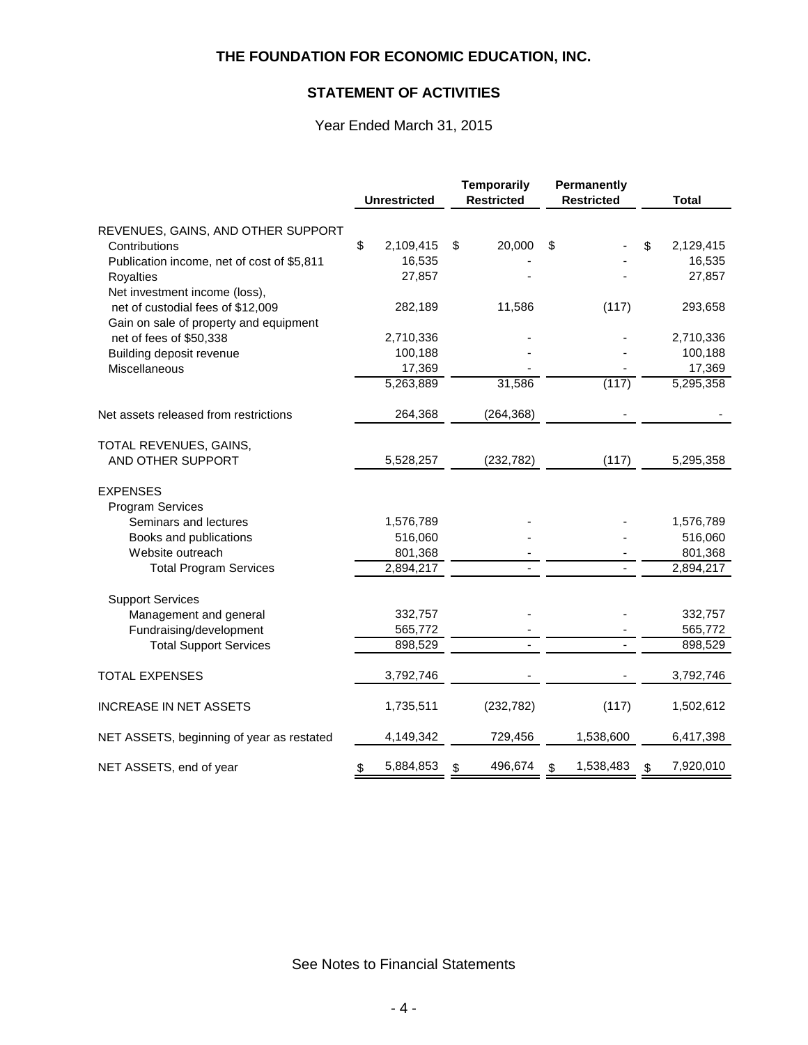# THE FOUNDATION FOR ECONOMIC EDUCATION, INC.

## STATEMENT OF ACTIVITIES

Year Ended March 31, 2015

| | Unrestricted | Temporarily Restricted | Permanently Restricted | Total |
|---|---|---|---|---|
| REVENUES, GAINS, AND OTHER SUPPORT | | | | |
| Contributions | $ 2,109,415 | $ 20,000 | $ - | $ 2,129,415 |
| Publication income, net of cost of $5,811 | 16,535 | - | - | 16,535 |
| Royalties | 27,857 | - | - | 27,857 |
| Net investment income (loss), net of custodial fees of $12,009 | 282,189 | 11,586 | (117) | 293,658 |
| Gain on sale of property and equipment net of fees of $50,338 | 2,710,336 | - | - | 2,710,336 |
| Building deposit revenue | 100,188 | - | - | 100,188 |
| Miscellaneous | 17,369 | - | - | 17,369 |
| | 5,263,889 | 31,586 | (117) | 5,295,358 |
| Net assets released from restrictions | 264,368 | (264,368) | - | - |
| TOTAL REVENUES, GAINS, AND OTHER SUPPORT | 5,528,257 | (232,782) | (117) | 5,295,358 |
| EXPENSES | | | | |
| Program Services | | | | |
| Seminars and lectures | 1,576,789 | - | - | 1,576,789 |
| Books and publications | 516,060 | - | - | 516,060 |
| Website outreach | 801,368 | - | - | 801,368 |
| Total Program Services | 2,894,217 | - | - | 2,894,217 |
| Support Services | | | | |
| Management and general | 332,757 | - | - | 332,757 |
| Fundraising/development | 565,772 | - | - | 565,772 |
| Total Support Services | 898,529 | - | - | 898,529 |
| TOTAL EXPENSES | 3,792,746 | - | - | 3,792,746 |
| INCREASE IN NET ASSETS | 1,735,511 | (232,782) | (117) | 1,502,612 |
| NET ASSETS, beginning of year as restated | 4,149,342 | 729,456 | 1,538,600 | 6,417,398 |
| NET ASSETS, end of year | $ 5,884,853 | $ 496,674 | $ 1,538,483 | $ 7,920,010 |

See Notes to Financial Statements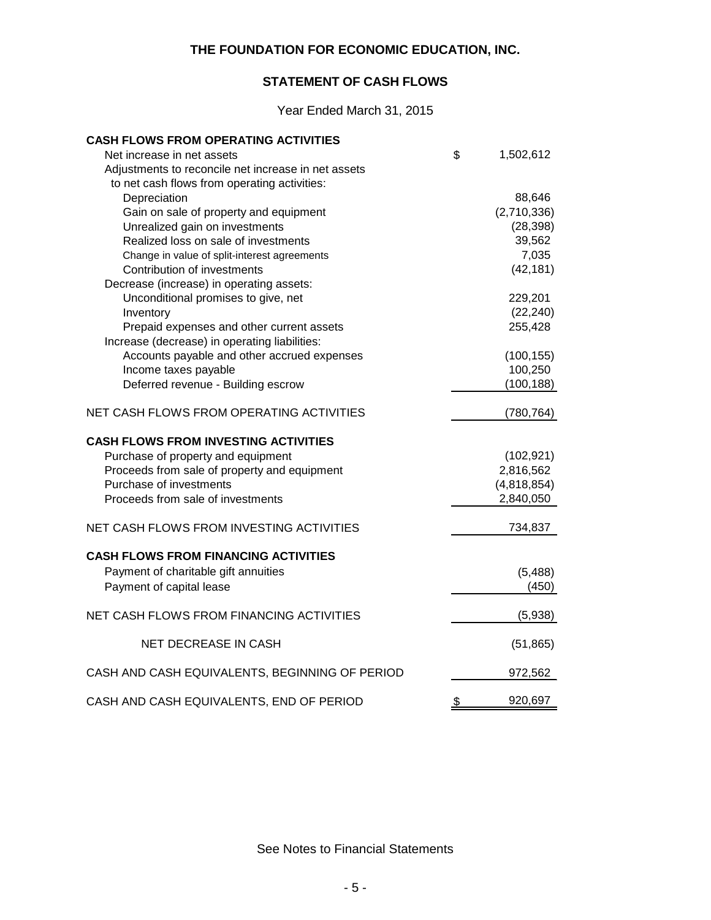# THE FOUNDATION FOR ECONOMIC EDUCATION, INC.

## STATEMENT OF CASH FLOWS

Year Ended March 31, 2015

| | |
|---|---|
| **CASH FLOWS FROM OPERATING ACTIVITIES** | |
| Net increase in net assets | $ 1,502,612 |
| Adjustments to reconcile net increase in net assets to net cash flows from operating activities: | |
| Depreciation | 88,646 |
| Gain on sale of property and equipment | (2,710,336) |
| Unrealized gain on investments | (28,398) |
| Realized loss on sale of investments | 39,562 |
| Change in value of split-interest agreements | 7,035 |
| Contribution of investments | (42,181) |
| Decrease (increase) in operating assets: | |
| Unconditional promises to give, net | 229,201 |
| Inventory | (22,240) |
| Prepaid expenses and other current assets | 255,428 |
| Increase (decrease) in operating liabilities: | |
| Accounts payable and other accrued expenses | (100,155) |
| Income taxes payable | 100,250 |
| Deferred revenue - Building escrow | (100,188) |
| NET CASH FLOWS FROM OPERATING ACTIVITIES | (780,764) |
| **CASH FLOWS FROM INVESTING ACTIVITIES** | |
| Purchase of property and equipment | (102,921) |
| Proceeds from sale of property and equipment | 2,816,562 |
| Purchase of investments | (4,818,854) |
| Proceeds from sale of investments | 2,840,050 |
| NET CASH FLOWS FROM INVESTING ACTIVITIES | 734,837 |
| **CASH FLOWS FROM FINANCING ACTIVITIES** | |
| Payment of charitable gift annuities | (5,488) |
| Payment of capital lease | (450) |
| NET CASH FLOWS FROM FINANCING ACTIVITIES | (5,938) |
| NET DECREASE IN CASH | (51,865) |
| CASH AND CASH EQUIVALENTS, BEGINNING OF PERIOD | 972,562 |
| CASH AND CASH EQUIVALENTS, END OF PERIOD | $ 920,697 |

See Notes to Financial Statements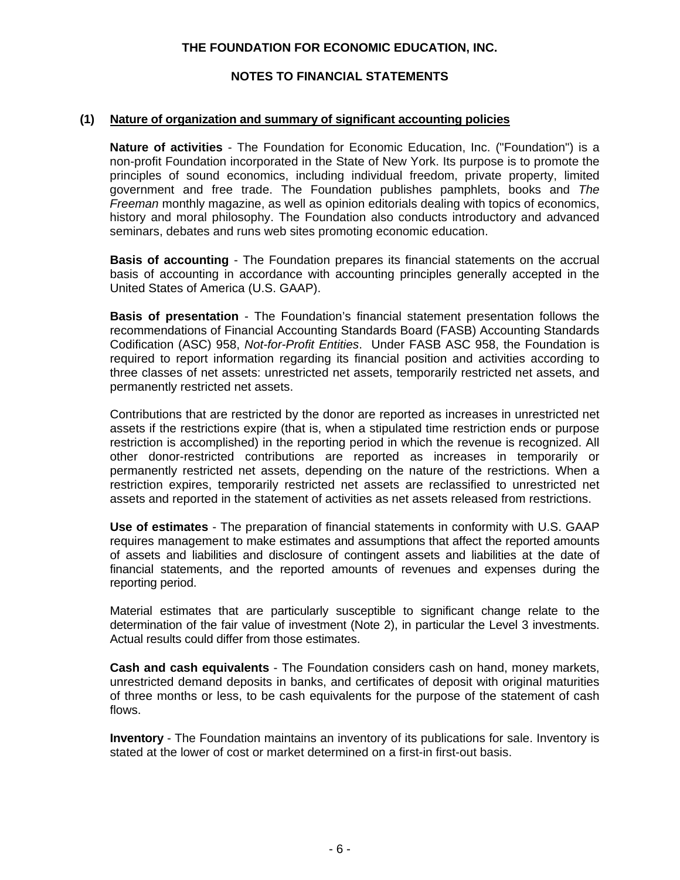# THE FOUNDATION FOR ECONOMIC EDUCATION, INC.

## NOTES TO FINANCIAL STATEMENTS

### (1) Nature of organization and summary of significant accounting policies

**Nature of activities** - The Foundation for Economic Education, Inc. ("Foundation") is a non-profit Foundation incorporated in the State of New York. Its purpose is to promote the principles of sound economics, including individual freedom, private property, limited government and free trade. The Foundation publishes pamphlets, books and *The Freeman* monthly magazine, as well as opinion editorials dealing with topics of economics, history and moral philosophy. The Foundation also conducts introductory and advanced seminars, debates and runs web sites promoting economic education.

**Basis of accounting** - The Foundation prepares its financial statements on the accrual basis of accounting in accordance with accounting principles generally accepted in the United States of America (U.S. GAAP).

**Basis of presentation** - The Foundation's financial statement presentation follows the recommendations of Financial Accounting Standards Board (FASB) Accounting Standards Codification (ASC) 958, *Not-for-Profit Entities*. Under FASB ASC 958, the Foundation is required to report information regarding its financial position and activities according to three classes of net assets: unrestricted net assets, temporarily restricted net assets, and permanently restricted net assets.

Contributions that are restricted by the donor are reported as increases in unrestricted net assets if the restrictions expire (that is, when a stipulated time restriction ends or purpose restriction is accomplished) in the reporting period in which the revenue is recognized. All other donor-restricted contributions are reported as increases in temporarily or permanently restricted net assets, depending on the nature of the restrictions. When a restriction expires, temporarily restricted net assets are reclassified to unrestricted net assets and reported in the statement of activities as net assets released from restrictions.

**Use of estimates** - The preparation of financial statements in conformity with U.S. GAAP requires management to make estimates and assumptions that affect the reported amounts of assets and liabilities and disclosure of contingent assets and liabilities at the date of financial statements, and the reported amounts of revenues and expenses during the reporting period.

Material estimates that are particularly susceptible to significant change relate to the determination of the fair value of investment (Note 2), in particular the Level 3 investments. Actual results could differ from those estimates.

**Cash and cash equivalents** - The Foundation considers cash on hand, money markets, unrestricted demand deposits in banks, and certificates of deposit with original maturities of three months or less, to be cash equivalents for the purpose of the statement of cash flows.

**Inventory** - The Foundation maintains an inventory of its publications for sale. Inventory is stated at the lower of cost or market determined on a first-in first-out basis.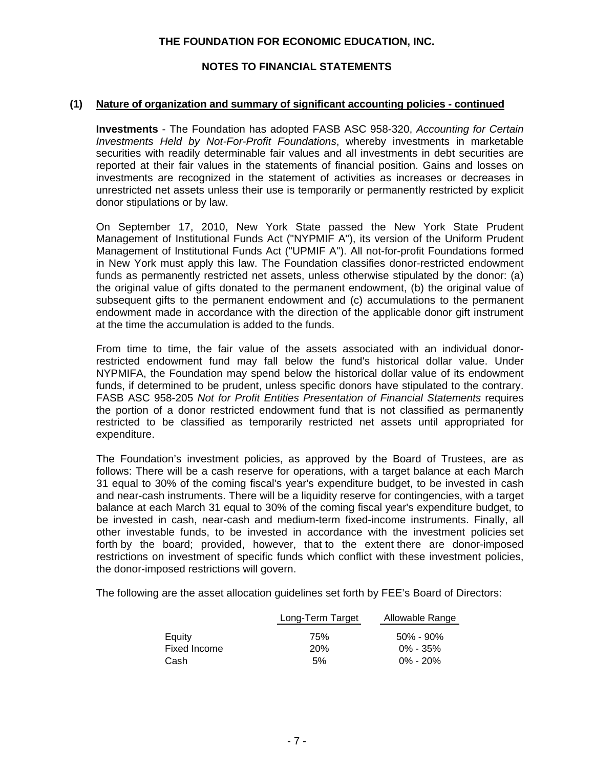THE FOUNDATION FOR ECONOMIC EDUCATION, INC.

NOTES TO FINANCIAL STATEMENTS

**(1) Nature of organization and summary of significant accounting policies - continued**

**Investments** - The Foundation has adopted FASB ASC 958-320, *Accounting for Certain Investments Held by Not-For-Profit Foundations*, whereby investments in marketable securities with readily determinable fair values and all investments in debt securities are reported at their fair values in the statements of financial position. Gains and losses on investments are recognized in the statement of activities as increases or decreases in unrestricted net assets unless their use is temporarily or permanently restricted by explicit donor stipulations or by law.

On September 17, 2010, New York State passed the New York State Prudent Management of Institutional Funds Act ("NYPMIF A"), its version of the Uniform Prudent Management of Institutional Funds Act ("UPMIF A"). All not-for-profit Foundations formed in New York must apply this law. The Foundation classifies donor-restricted endowment funds as permanently restricted net assets, unless otherwise stipulated by the donor: (a) the original value of gifts donated to the permanent endowment, (b) the original value of subsequent gifts to the permanent endowment and (c) accumulations to the permanent endowment made in accordance with the direction of the applicable donor gift instrument at the time the accumulation is added to the funds.

From time to time, the fair value of the assets associated with an individual donor-restricted endowment fund may fall below the fund's historical dollar value. Under NYPMIFA, the Foundation may spend below the historical dollar value of its endowment funds, if determined to be prudent, unless specific donors have stipulated to the contrary. FASB ASC 958-205 *Not for Profit Entities Presentation of Financial Statements* requires the portion of a donor restricted endowment fund that is not classified as permanently restricted to be classified as temporarily restricted net assets until appropriated for expenditure.

The Foundation's investment policies, as approved by the Board of Trustees, are as follows: There will be a cash reserve for operations, with a target balance at each March 31 equal to 30% of the coming fiscal's year's expenditure budget, to be invested in cash and near-cash instruments. There will be a liquidity reserve for contingencies, with a target balance at each March 31 equal to 30% of the coming fiscal year's expenditure budget, to be invested in cash, near-cash and medium-term fixed-income instruments. Finally, all other investable funds, to be invested in accordance with the investment policies set forth by the board; provided, however, that to the extent there are donor-imposed restrictions on investment of specific funds which conflict with these investment policies, the donor-imposed restrictions will govern.

The following are the asset allocation guidelines set forth by FEE's Board of Directors:

| | Long-Term Target | Allowable Range |
|---|---|---|
| Equity | 75% | 50% - 90% |
| Fixed Income | 20% | 0% - 35% |
| Cash | 5% | 0% - 20% |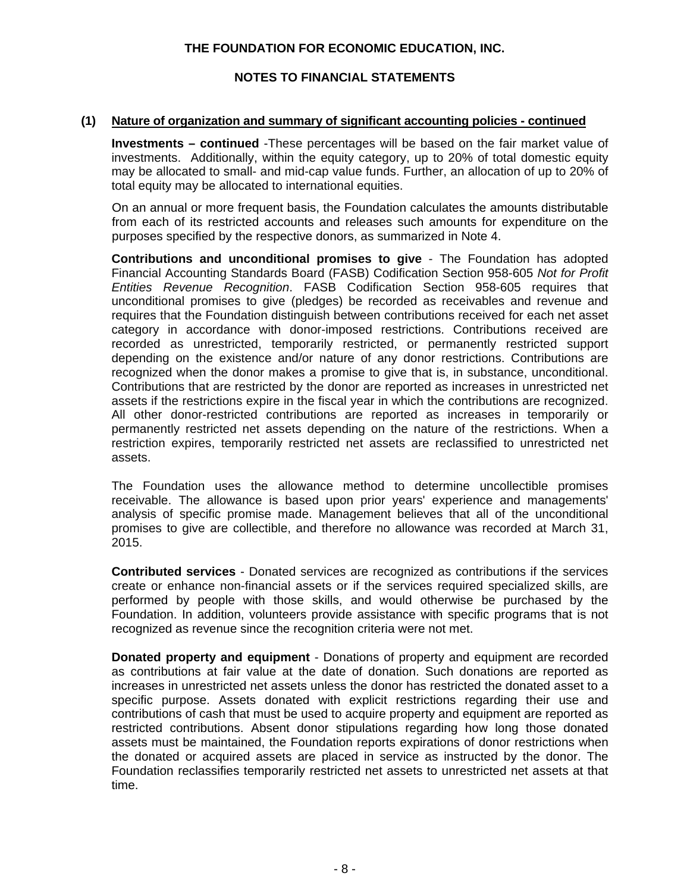THE FOUNDATION FOR ECONOMIC EDUCATION, INC.

NOTES TO FINANCIAL STATEMENTS

**(1) Nature of organization and summary of significant accounting policies - continued**

**Investments – continued** -These percentages will be based on the fair market value of investments. Additionally, within the equity category, up to 20% of total domestic equity may be allocated to small- and mid-cap value funds. Further, an allocation of up to 20% of total equity may be allocated to international equities.

On an annual or more frequent basis, the Foundation calculates the amounts distributable from each of its restricted accounts and releases such amounts for expenditure on the purposes specified by the respective donors, as summarized in Note 4.

**Contributions and unconditional promises to give** - The Foundation has adopted Financial Accounting Standards Board (FASB) Codification Section 958-605 *Not for Profit Entities Revenue Recognition*. FASB Codification Section 958-605 requires that unconditional promises to give (pledges) be recorded as receivables and revenue and requires that the Foundation distinguish between contributions received for each net asset category in accordance with donor-imposed restrictions. Contributions received are recorded as unrestricted, temporarily restricted, or permanently restricted support depending on the existence and/or nature of any donor restrictions. Contributions are recognized when the donor makes a promise to give that is, in substance, unconditional. Contributions that are restricted by the donor are reported as increases in unrestricted net assets if the restrictions expire in the fiscal year in which the contributions are recognized. All other donor-restricted contributions are reported as increases in temporarily or permanently restricted net assets depending on the nature of the restrictions. When a restriction expires, temporarily restricted net assets are reclassified to unrestricted net assets.

The Foundation uses the allowance method to determine uncollectible promises receivable. The allowance is based upon prior years' experience and managements' analysis of specific promise made. Management believes that all of the unconditional promises to give are collectible, and therefore no allowance was recorded at March 31, 2015.

**Contributed services** - Donated services are recognized as contributions if the services create or enhance non-financial assets or if the services required specialized skills, are performed by people with those skills, and would otherwise be purchased by the Foundation. In addition, volunteers provide assistance with specific programs that is not recognized as revenue since the recognition criteria were not met.

**Donated property and equipment** - Donations of property and equipment are recorded as contributions at fair value at the date of donation. Such donations are reported as increases in unrestricted net assets unless the donor has restricted the donated asset to a specific purpose. Assets donated with explicit restrictions regarding their use and contributions of cash that must be used to acquire property and equipment are reported as restricted contributions. Absent donor stipulations regarding how long those donated assets must be maintained, the Foundation reports expirations of donor restrictions when the donated or acquired assets are placed in service as instructed by the donor. The Foundation reclassifies temporarily restricted net assets to unrestricted net assets at that time.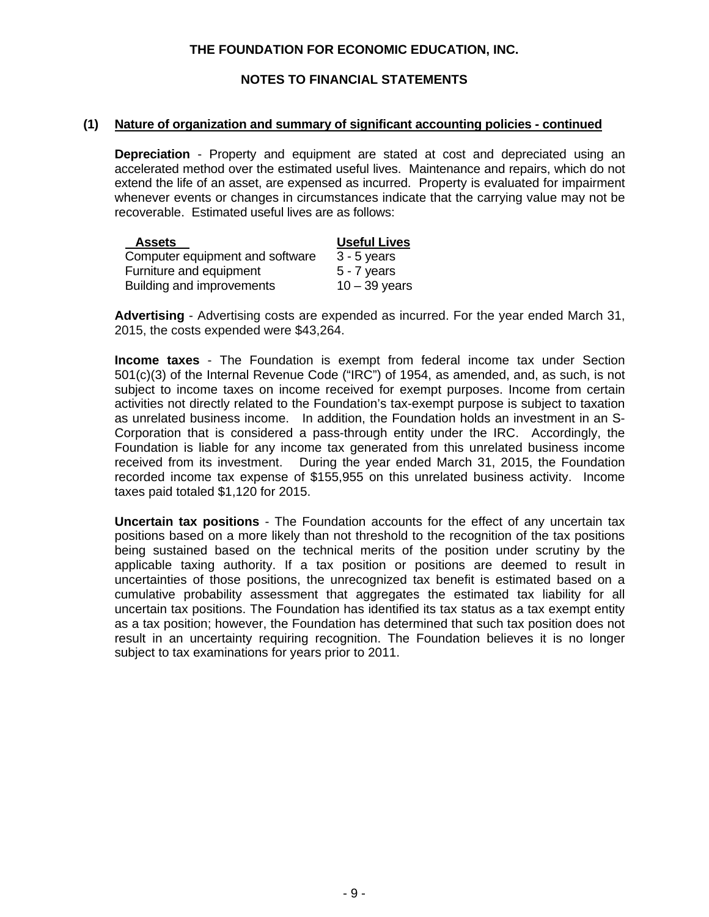# THE FOUNDATION FOR ECONOMIC EDUCATION, INC.

## NOTES TO FINANCIAL STATEMENTS

### (1) Nature of organization and summary of significant accounting policies - continued

**Depreciation** - Property and equipment are stated at cost and depreciated using an accelerated method over the estimated useful lives. Maintenance and repairs, which do not extend the life of an asset, are expensed as incurred. Property is evaluated for impairment whenever events or changes in circumstances indicate that the carrying value may not be recoverable. Estimated useful lives are as follows:

| Assets | Useful Lives |
|---|---|
| Computer equipment and software | 3 - 5 years |
| Furniture and equipment | 5 - 7 years |
| Building and improvements | 10 – 39 years |

**Advertising** - Advertising costs are expended as incurred. For the year ended March 31, 2015, the costs expended were $43,264.

**Income taxes** - The Foundation is exempt from federal income tax under Section 501(c)(3) of the Internal Revenue Code ("IRC") of 1954, as amended, and, as such, is not subject to income taxes on income received for exempt purposes. Income from certain activities not directly related to the Foundation's tax-exempt purpose is subject to taxation as unrelated business income. In addition, the Foundation holds an investment in an S-Corporation that is considered a pass-through entity under the IRC. Accordingly, the Foundation is liable for any income tax generated from this unrelated business income received from its investment. During the year ended March 31, 2015, the Foundation recorded income tax expense of $155,955 on this unrelated business activity. Income taxes paid totaled $1,120 for 2015.

**Uncertain tax positions** - The Foundation accounts for the effect of any uncertain tax positions based on a more likely than not threshold to the recognition of the tax positions being sustained based on the technical merits of the position under scrutiny by the applicable taxing authority. If a tax position or positions are deemed to result in uncertainties of those positions, the unrecognized tax benefit is estimated based on a cumulative probability assessment that aggregates the estimated tax liability for all uncertain tax positions. The Foundation has identified its tax status as a tax exempt entity as a tax position; however, the Foundation has determined that such tax position does not result in an uncertainty requiring recognition. The Foundation believes it is no longer subject to tax examinations for years prior to 2011.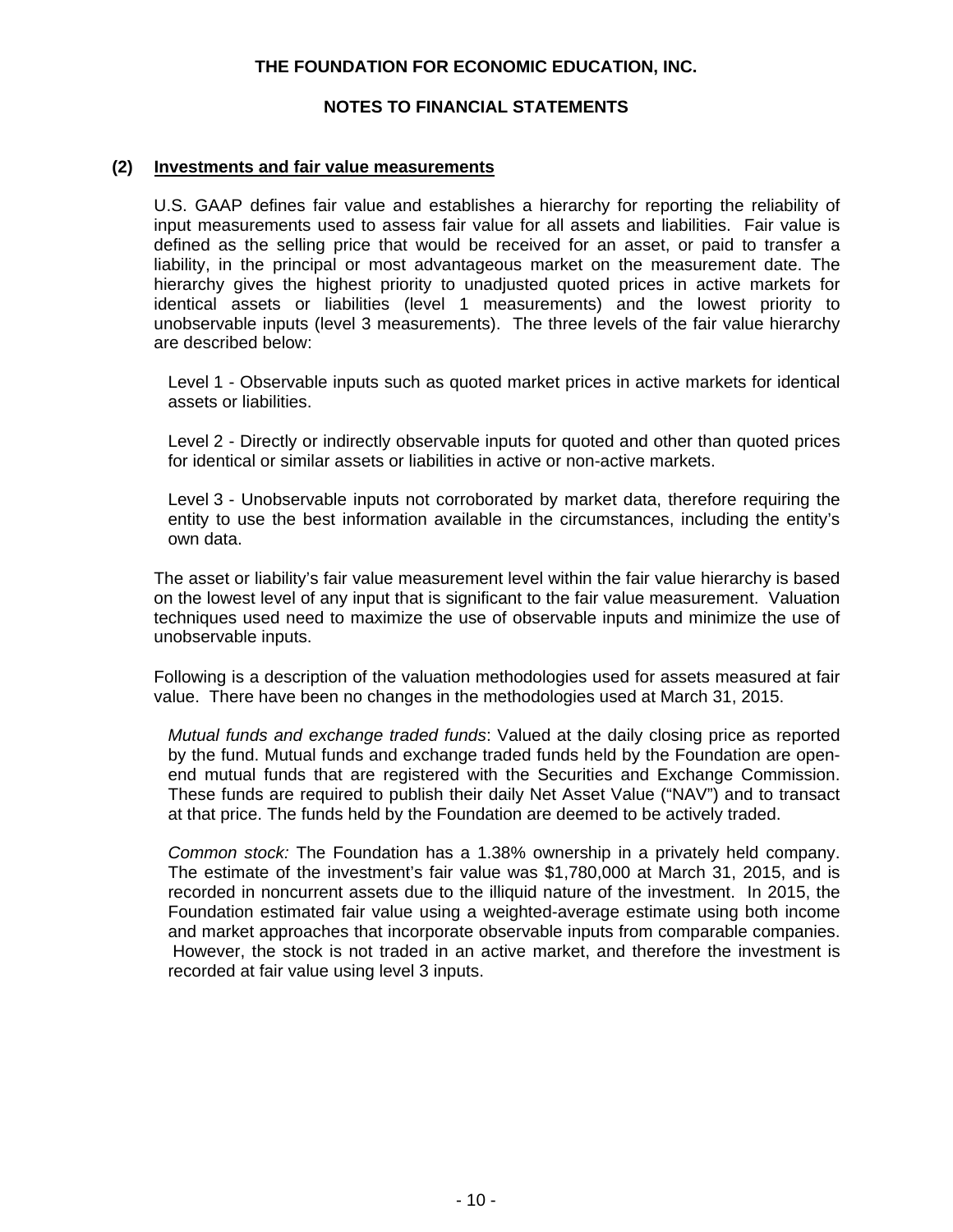# THE FOUNDATION FOR ECONOMIC EDUCATION, INC.

## NOTES TO FINANCIAL STATEMENTS

### (2) Investments and fair value measurements

U.S. GAAP defines fair value and establishes a hierarchy for reporting the reliability of input measurements used to assess fair value for all assets and liabilities. Fair value is defined as the selling price that would be received for an asset, or paid to transfer a liability, in the principal or most advantageous market on the measurement date. The hierarchy gives the highest priority to unadjusted quoted prices in active markets for identical assets or liabilities (level 1 measurements) and the lowest priority to unobservable inputs (level 3 measurements). The three levels of the fair value hierarchy are described below:

Level 1 - Observable inputs such as quoted market prices in active markets for identical assets or liabilities.

Level 2 - Directly or indirectly observable inputs for quoted and other than quoted prices for identical or similar assets or liabilities in active or non-active markets.

Level 3 - Unobservable inputs not corroborated by market data, therefore requiring the entity to use the best information available in the circumstances, including the entity's own data.

The asset or liability's fair value measurement level within the fair value hierarchy is based on the lowest level of any input that is significant to the fair value measurement. Valuation techniques used need to maximize the use of observable inputs and minimize the use of unobservable inputs.

Following is a description of the valuation methodologies used for assets measured at fair value. There have been no changes in the methodologies used at March 31, 2015.

*Mutual funds and exchange traded funds*: Valued at the daily closing price as reported by the fund. Mutual funds and exchange traded funds held by the Foundation are open-end mutual funds that are registered with the Securities and Exchange Commission. These funds are required to publish their daily Net Asset Value ("NAV") and to transact at that price. The funds held by the Foundation are deemed to be actively traded.

*Common stock:* The Foundation has a 1.38% ownership in a privately held company. The estimate of the investment's fair value was $1,780,000 at March 31, 2015, and is recorded in noncurrent assets due to the illiquid nature of the investment. In 2015, the Foundation estimated fair value using a weighted-average estimate using both income and market approaches that incorporate observable inputs from comparable companies. However, the stock is not traded in an active market, and therefore the investment is recorded at fair value using level 3 inputs.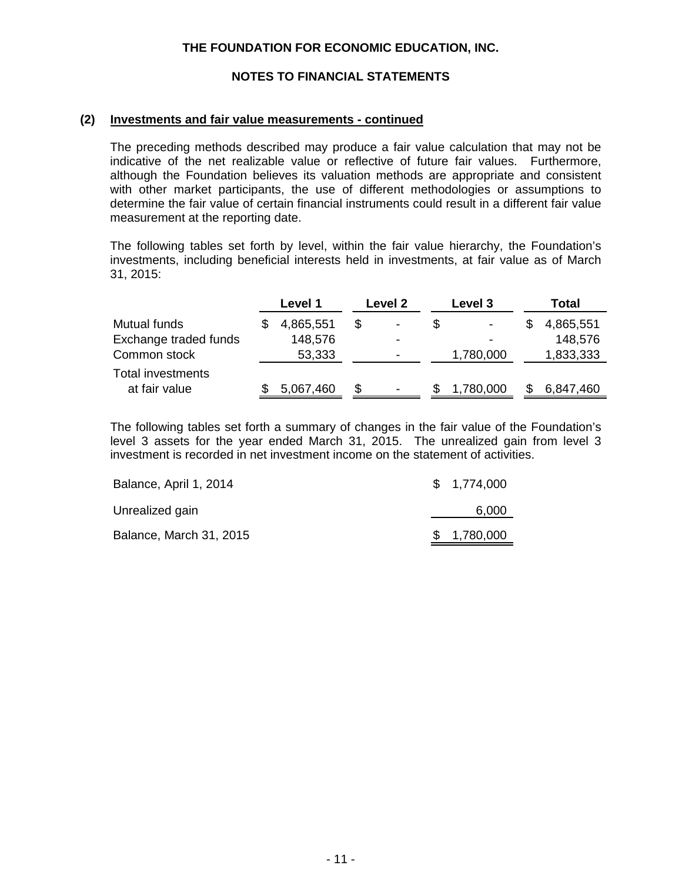**THE FOUNDATION FOR ECONOMIC EDUCATION, INC.**

**NOTES TO FINANCIAL STATEMENTS**

**(2) Investments and fair value measurements - continued**

The preceding methods described may produce a fair value calculation that may not be indicative of the net realizable value or reflective of future fair values. Furthermore, although the Foundation believes its valuation methods are appropriate and consistent with other market participants, the use of different methodologies or assumptions to determine the fair value of certain financial instruments could result in a different fair value measurement at the reporting date.

The following tables set forth by level, within the fair value hierarchy, the Foundation's investments, including beneficial interests held in investments, at fair value as of March 31, 2015:

| | Level 1 | Level 2 | Level 3 | Total |
|---|---|---|---|---|
| Mutual funds | $ 4,865,551 | $ - | $ - | $ 4,865,551 |
| Exchange traded funds | 148,576 | - | - | 148,576 |
| Common stock | 53,333 | - | 1,780,000 | 1,833,333 |
| Total investments at fair value | $ 5,067,460 | $ - | $ 1,780,000 | $ 6,847,460 |

The following tables set forth a summary of changes in the fair value of the Foundation's level 3 assets for the year ended March 31, 2015. The unrealized gain from level 3 investment is recorded in net investment income on the statement of activities.

| | |
|---|---|
| Balance, April 1, 2014 | $ 1,774,000 |
| Unrealized gain | 6,000 |
| Balance, March 31, 2015 | $ 1,780,000 |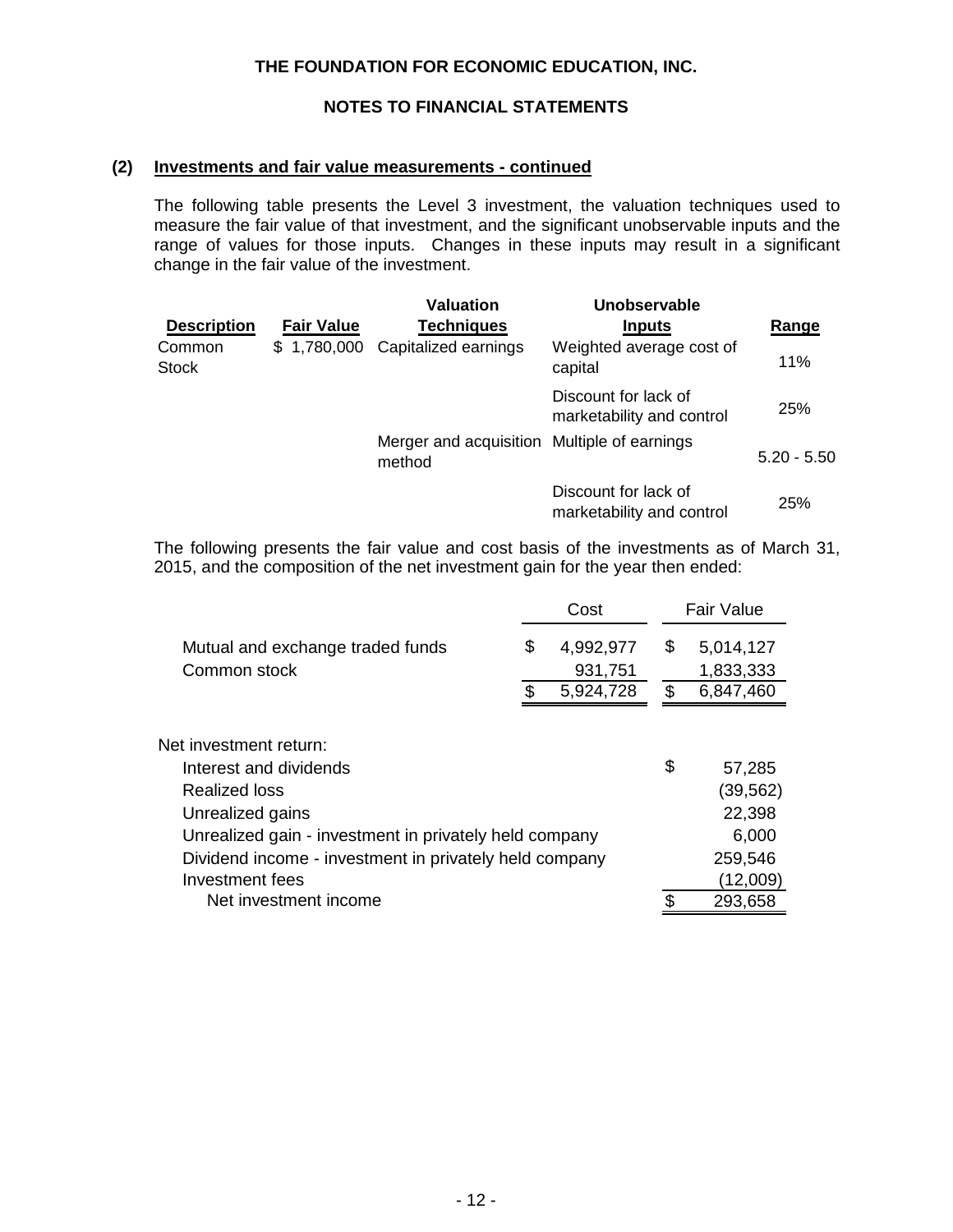**THE FOUNDATION FOR ECONOMIC EDUCATION, INC.**

**NOTES TO FINANCIAL STATEMENTS**

**(2) Investments and fair value measurements - continued**

The following table presents the Level 3 investment, the valuation techniques used to measure the fair value of that investment, and the significant unobservable inputs and the range of values for those inputs. Changes in these inputs may result in a significant change in the fair value of the investment.

| Description | Fair Value | Valuation Techniques | Unobservable Inputs | Range |
|---|---|---|---|---|
| Common Stock | $ 1,780,000 | Capitalized earnings | Weighted average cost of capital | 11% |
| | | | Discount for lack of marketability and control | 25% |
| | | Merger and acquisition method | Multiple of earnings | 5.20 - 5.50 |
| | | | Discount for lack of marketability and control | 25% |

The following presents the fair value and cost basis of the investments as of March 31, 2015, and the composition of the net investment gain for the year then ended:

| | Cost | Fair Value |
|---|---|---|
| Mutual and exchange traded funds | $ 4,992,977 | $ 5,014,127 |
| Common stock | 931,751 | 1,833,333 |
| | $ 5,924,728 | $ 6,847,460 |

| Net investment return: | |
|---|---|
| Interest and dividends | $ 57,285 |
| Realized loss | (39,562) |
| Unrealized gains | 22,398 |
| Unrealized gain - investment in privately held company | 6,000 |
| Dividend income - investment in privately held company | 259,546 |
| Investment fees | (12,009) |
| Net investment income | $ 293,658 |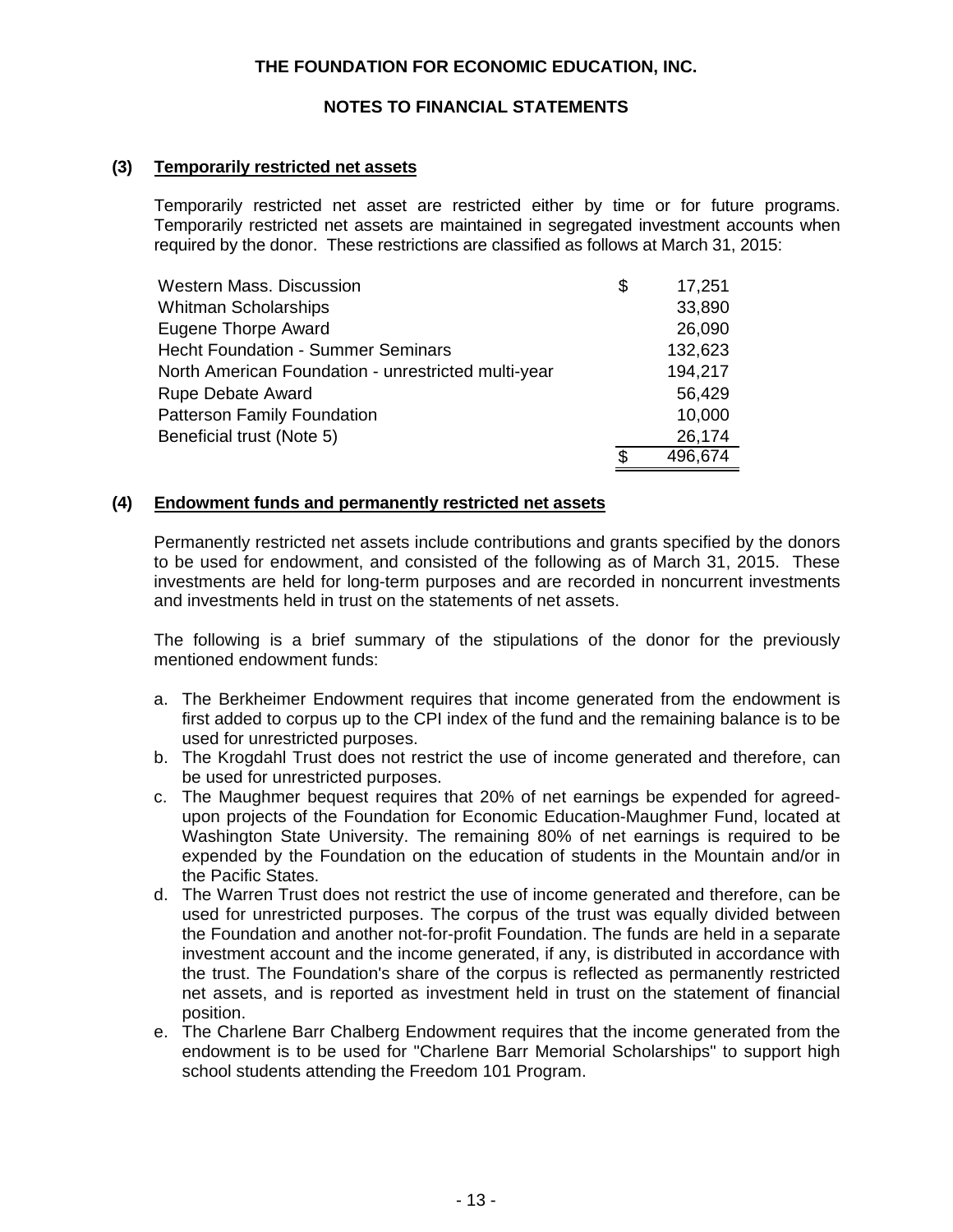THE FOUNDATION FOR ECONOMIC EDUCATION, INC.

NOTES TO FINANCIAL STATEMENTS

## (3) Temporarily restricted net assets

Temporarily restricted net asset are restricted either by time or for future programs. Temporarily restricted net assets are maintained in segregated investment accounts when required by the donor. These restrictions are classified as follows at March 31, 2015:

| | |
|---|---|
| Western Mass. Discussion | $ 17,251 |
| Whitman Scholarships | 33,890 |
| Eugene Thorpe Award | 26,090 |
| Hecht Foundation - Summer Seminars | 132,623 |
| North American Foundation - unrestricted multi-year | 194,217 |
| Rupe Debate Award | 56,429 |
| Patterson Family Foundation | 10,000 |
| Beneficial trust (Note 5) | 26,174 |
| | $ 496,674 |

## (4) Endowment funds and permanently restricted net assets

Permanently restricted net assets include contributions and grants specified by the donors to be used for endowment, and consisted of the following as of March 31, 2015. These investments are held for long-term purposes and are recorded in noncurrent investments and investments held in trust on the statements of net assets.

The following is a brief summary of the stipulations of the donor for the previously mentioned endowment funds:

a. The Berkheimer Endowment requires that income generated from the endowment is first added to corpus up to the CPI index of the fund and the remaining balance is to be used for unrestricted purposes.
b. The Krogdahl Trust does not restrict the use of income generated and therefore, can be used for unrestricted purposes.
c. The Maughmer bequest requires that 20% of net earnings be expended for agreed-upon projects of the Foundation for Economic Education-Maughmer Fund, located at Washington State University. The remaining 80% of net earnings is required to be expended by the Foundation on the education of students in the Mountain and/or in the Pacific States.
d. The Warren Trust does not restrict the use of income generated and therefore, can be used for unrestricted purposes. The corpus of the trust was equally divided between the Foundation and another not-for-profit Foundation. The funds are held in a separate investment account and the income generated, if any, is distributed in accordance with the trust. The Foundation's share of the corpus is reflected as permanently restricted net assets, and is reported as investment held in trust on the statement of financial position.
e. The Charlene Barr Chalberg Endowment requires that the income generated from the endowment is to be used for "Charlene Barr Memorial Scholarships" to support high school students attending the Freedom 101 Program.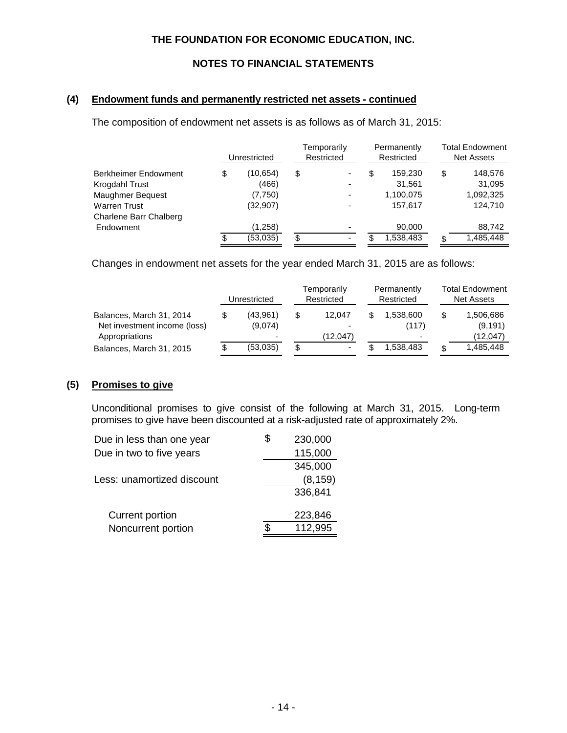**THE FOUNDATION FOR ECONOMIC EDUCATION, INC.**

**NOTES TO FINANCIAL STATEMENTS**

## (4) Endowment funds and permanently restricted net assets - continued

The composition of endowment net assets is as follows as of March 31, 2015:

| | Unrestricted | Temporarily Restricted | Permanently Restricted | Total Endowment Net Assets |
|---|---|---|---|---|
| Berkheimer Endowment | $ (10,654) | $ - | $ 159,230 | $ 148,576 |
| Krogdahl Trust | (466) | - | 31,561 | 31,095 |
| Maughmer Bequest | (7,750) | - | 1,100,075 | 1,092,325 |
| Warren Trust | (32,907) | - | 157,617 | 124,710 |
| Charlene Barr Chalberg Endowment | (1,258) | - | 90,000 | 88,742 |
| | $ (53,035) | $ - | $ 1,538,483 | $ 1,485,448 |

Changes in endowment net assets for the year ended March 31, 2015 are as follows:

| | Unrestricted | Temporarily Restricted | Permanently Restricted | Total Endowment Net Assets |
|---|---|---|---|---|
| Balances, March 31, 2014 | $ (43,961) | $ 12,047 | $ 1,538,600 | $ 1,506,686 |
| Net investment income (loss) | (9,074) | - | (117) | (9,191) |
| Appropriations | - | (12,047) | - | (12,047) |
| Balances, March 31, 2015 | $ (53,035) | $ - | $ 1,538,483 | $ 1,485,448 |

## (5) Promises to give

Unconditional promises to give consist of the following at March 31, 2015. Long-term promises to give have been discounted at a risk-adjusted rate of approximately 2%.

| | |
|---|---|
| Due in less than one year | $ 230,000 |
| Due in two to five years | 115,000 |
| | 345,000 |
| Less: unamortized discount | (8,159) |
| | 336,841 |
| Current portion | 223,846 |
| Noncurrent portion | $ 112,995 |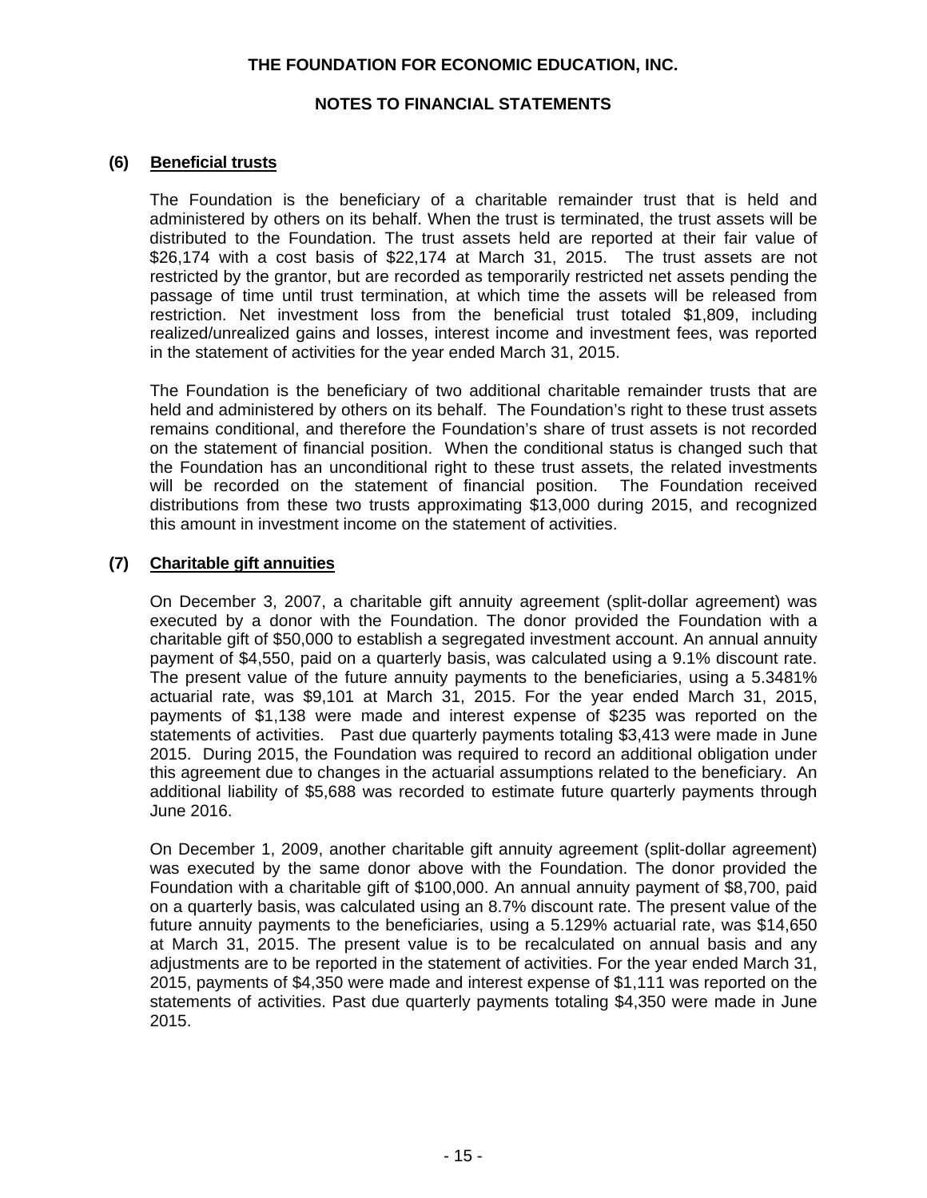## (6) Beneficial trusts

The Foundation is the beneficiary of a charitable remainder trust that is held and administered by others on its behalf. When the trust is terminated, the trust assets will be distributed to the Foundation. The trust assets held are reported at their fair value of $26,174 with a cost basis of $22,174 at March 31, 2015. The trust assets are not restricted by the grantor, but are recorded as temporarily restricted net assets pending the passage of time until trust termination, at which time the assets will be released from restriction. Net investment loss from the beneficial trust totaled $1,809, including realized/unrealized gains and losses, interest income and investment fees, was reported in the statement of activities for the year ended March 31, 2015.

The Foundation is the beneficiary of two additional charitable remainder trusts that are held and administered by others on its behalf. The Foundation's right to these trust assets remains conditional, and therefore the Foundation's share of trust assets is not recorded on the statement of financial position. When the conditional status is changed such that the Foundation has an unconditional right to these trust assets, the related investments will be recorded on the statement of financial position. The Foundation received distributions from these two trusts approximating $13,000 during 2015, and recognized this amount in investment income on the statement of activities.

## (7) Charitable gift annuities

On December 3, 2007, a charitable gift annuity agreement (split-dollar agreement) was executed by a donor with the Foundation. The donor provided the Foundation with a charitable gift of $50,000 to establish a segregated investment account. An annual annuity payment of $4,550, paid on a quarterly basis, was calculated using a 9.1% discount rate. The present value of the future annuity payments to the beneficiaries, using a 5.3481% actuarial rate, was $9,101 at March 31, 2015. For the year ended March 31, 2015, payments of $1,138 were made and interest expense of $235 was reported on the statements of activities. Past due quarterly payments totaling $3,413 were made in June 2015. During 2015, the Foundation was required to record an additional obligation under this agreement due to changes in the actuarial assumptions related to the beneficiary. An additional liability of $5,688 was recorded to estimate future quarterly payments through June 2016.

On December 1, 2009, another charitable gift annuity agreement (split-dollar agreement) was executed by the same donor above with the Foundation. The donor provided the Foundation with a charitable gift of $100,000. An annual annuity payment of $8,700, paid on a quarterly basis, was calculated using an 8.7% discount rate. The present value of the future annuity payments to the beneficiaries, using a 5.129% actuarial rate, was $14,650 at March 31, 2015. The present value is to be recalculated on annual basis and any adjustments are to be reported in the statement of activities. For the year ended March 31, 2015, payments of $4,350 were made and interest expense of $1,111 was reported on the statements of activities. Past due quarterly payments totaling $4,350 were made in June 2015.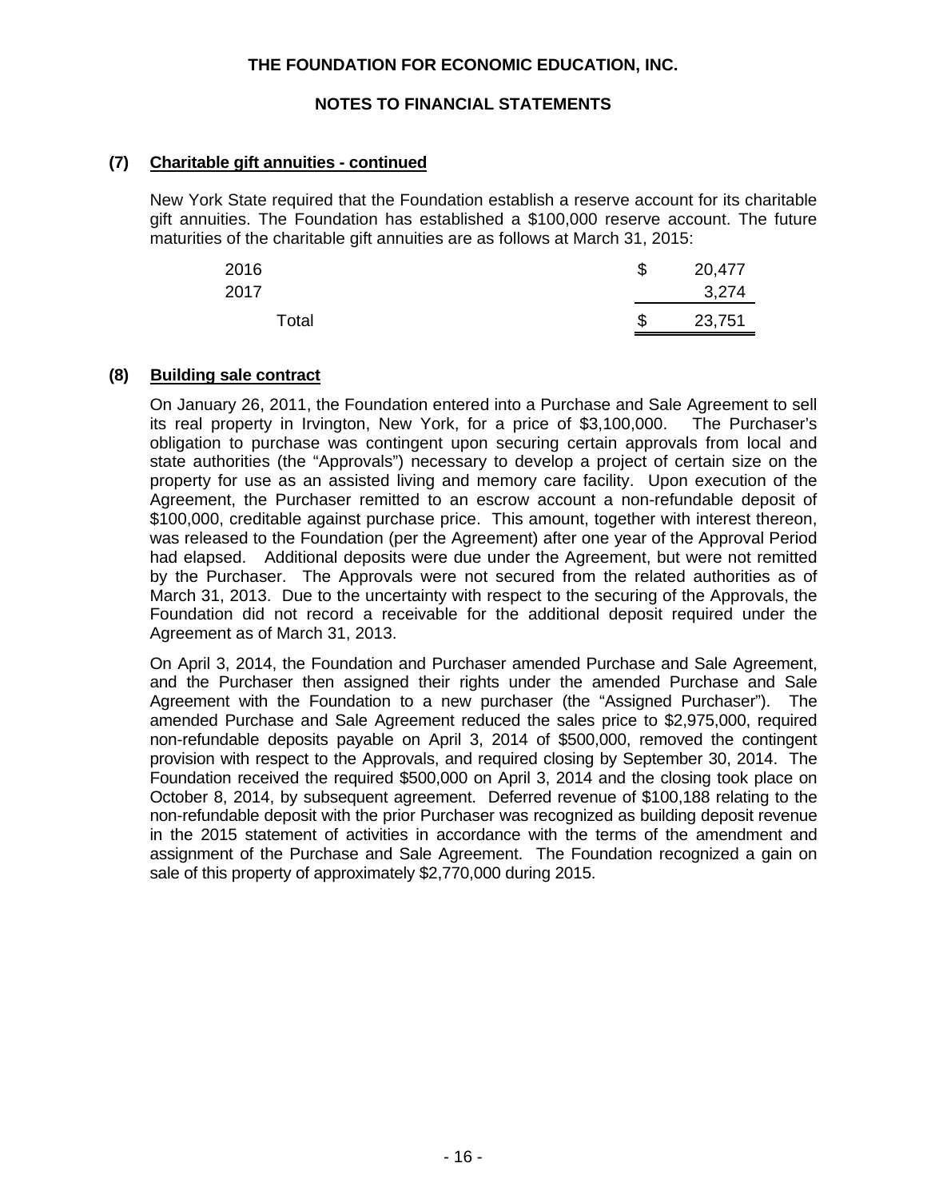# THE FOUNDATION FOR ECONOMIC EDUCATION, INC.

## NOTES TO FINANCIAL STATEMENTS

### (7) Charitable gift annuities - continued

New York State required that the Foundation establish a reserve account for its charitable gift annuities. The Foundation has established a $100,000 reserve account. The future maturities of the charitable gift annuities are as follows at March 31, 2015:

| | | |
|---|---|---|
| 2016 | $ | 20,477 |
| 2017 | | 3,274 |
| Total | $ | 23,751 |

### (8) Building sale contract

On January 26, 2011, the Foundation entered into a Purchase and Sale Agreement to sell its real property in Irvington, New York, for a price of $3,100,000. The Purchaser's obligation to purchase was contingent upon securing certain approvals from local and state authorities (the "Approvals") necessary to develop a project of certain size on the property for use as an assisted living and memory care facility. Upon execution of the Agreement, the Purchaser remitted to an escrow account a non-refundable deposit of $100,000, creditable against purchase price. This amount, together with interest thereon, was released to the Foundation (per the Agreement) after one year of the Approval Period had elapsed. Additional deposits were due under the Agreement, but were not remitted by the Purchaser. The Approvals were not secured from the related authorities as of March 31, 2013. Due to the uncertainty with respect to the securing of the Approvals, the Foundation did not record a receivable for the additional deposit required under the Agreement as of March 31, 2013.

On April 3, 2014, the Foundation and Purchaser amended Purchase and Sale Agreement, and the Purchaser then assigned their rights under the amended Purchase and Sale Agreement with the Foundation to a new purchaser (the "Assigned Purchaser"). The amended Purchase and Sale Agreement reduced the sales price to $2,975,000, required non-refundable deposits payable on April 3, 2014 of $500,000, removed the contingent provision with respect to the Approvals, and required closing by September 30, 2014. The Foundation received the required $500,000 on April 3, 2014 and the closing took place on October 8, 2014, by subsequent agreement. Deferred revenue of $100,188 relating to the non-refundable deposit with the prior Purchaser was recognized as building deposit revenue in the 2015 statement of activities in accordance with the terms of the amendment and assignment of the Purchase and Sale Agreement. The Foundation recognized a gain on sale of this property of approximately $2,770,000 during 2015.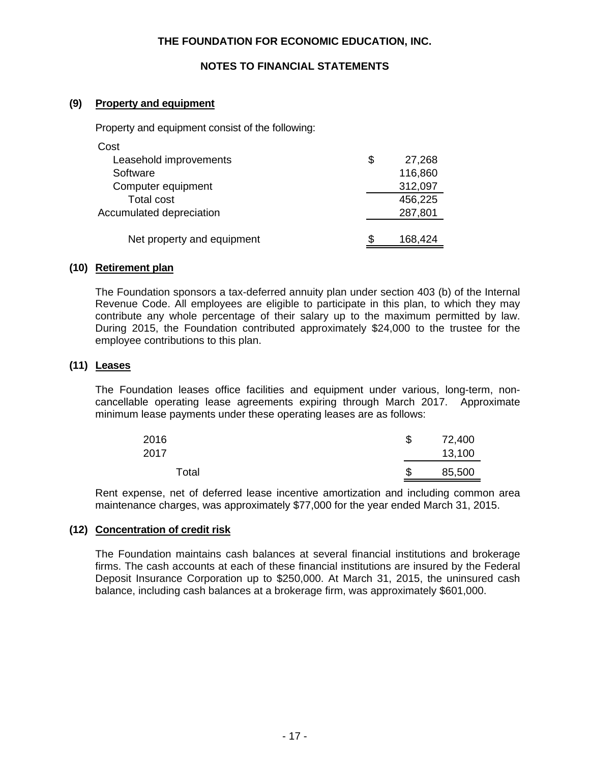# THE FOUNDATION FOR ECONOMIC EDUCATION, INC.

## NOTES TO FINANCIAL STATEMENTS

### (9) Property and equipment

Property and equipment consist of the following:

| | |
|---|---|
| Cost | |
| Leasehold improvements | $ 27,268 |
| Software | 116,860 |
| Computer equipment | 312,097 |
| Total cost | 456,225 |
| Accumulated depreciation | 287,801 |
| Net property and equipment | $ 168,424 |

### (10) Retirement plan

The Foundation sponsors a tax-deferred annuity plan under section 403 (b) of the Internal Revenue Code. All employees are eligible to participate in this plan, to which they may contribute any whole percentage of their salary up to the maximum permitted by law. During 2015, the Foundation contributed approximately $24,000 to the trustee for the employee contributions to this plan.

### (11) Leases

The Foundation leases office facilities and equipment under various, long-term, non-cancellable operating lease agreements expiring through March 2017. Approximate minimum lease payments under these operating leases are as follows:

| | |
|---|---|
| 2016 | $ 72,400 |
| 2017 | 13,100 |
| Total | $ 85,500 |

Rent expense, net of deferred lease incentive amortization and including common area maintenance charges, was approximately $77,000 for the year ended March 31, 2015.

### (12) Concentration of credit risk

The Foundation maintains cash balances at several financial institutions and brokerage firms. The cash accounts at each of these financial institutions are insured by the Federal Deposit Insurance Corporation up to $250,000. At March 31, 2015, the uninsured cash balance, including cash balances at a brokerage firm, was approximately $601,000.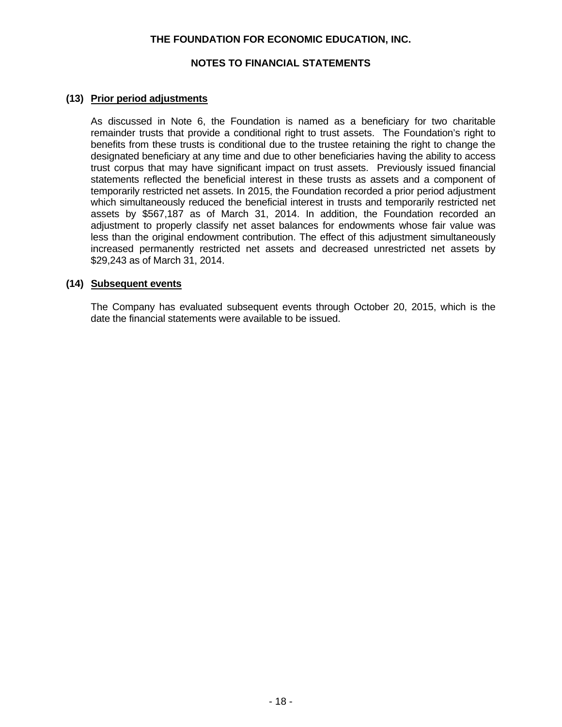THE FOUNDATION FOR ECONOMIC EDUCATION, INC.

NOTES TO FINANCIAL STATEMENTS

**(13) Prior period adjustments**

As discussed in Note 6, the Foundation is named as a beneficiary for two charitable remainder trusts that provide a conditional right to trust assets. The Foundation's right to benefits from these trusts is conditional due to the trustee retaining the right to change the designated beneficiary at any time and due to other beneficiaries having the ability to access trust corpus that may have significant impact on trust assets. Previously issued financial statements reflected the beneficial interest in these trusts as assets and a component of temporarily restricted net assets. In 2015, the Foundation recorded a prior period adjustment which simultaneously reduced the beneficial interest in trusts and temporarily restricted net assets by $567,187 as of March 31, 2014. In addition, the Foundation recorded an adjustment to properly classify net asset balances for endowments whose fair value was less than the original endowment contribution. The effect of this adjustment simultaneously increased permanently restricted net assets and decreased unrestricted net assets by $29,243 as of March 31, 2014.

**(14) Subsequent events**

The Company has evaluated subsequent events through October 20, 2015, which is the date the financial statements were available to be issued.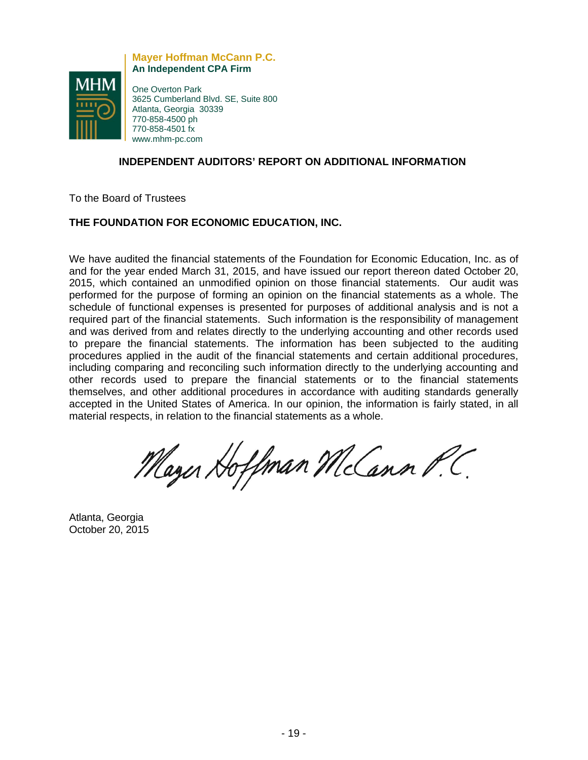**Mayer Hoffman McCann P.C.**
**An Independent CPA Firm**

One Overton Park
3625 Cumberland Blvd. SE, Suite 800
Atlanta, Georgia 30339
770-858-4500 ph
770-858-4501 fx
www.mhm-pc.com

## INDEPENDENT AUDITORS' REPORT ON ADDITIONAL INFORMATION

To the Board of Trustees

**THE FOUNDATION FOR ECONOMIC EDUCATION, INC.**

We have audited the financial statements of the Foundation for Economic Education, Inc. as of and for the year ended March 31, 2015, and have issued our report thereon dated October 20, 2015, which contained an unmodified opinion on those financial statements. Our audit was performed for the purpose of forming an opinion on the financial statements as a whole. The schedule of functional expenses is presented for purposes of additional analysis and is not a required part of the financial statements. Such information is the responsibility of management and was derived from and relates directly to the underlying accounting and other records used to prepare the financial statements. The information has been subjected to the auditing procedures applied in the audit of the financial statements and certain additional procedures, including comparing and reconciling such information directly to the underlying accounting and other records used to prepare the financial statements or to the financial statements themselves, and other additional procedures in accordance with auditing standards generally accepted in the United States of America. In our opinion, the information is fairly stated, in all material respects, in relation to the financial statements as a whole.

*Mayer Hoffman McCann P.C.*

Atlanta, Georgia
October 20, 2015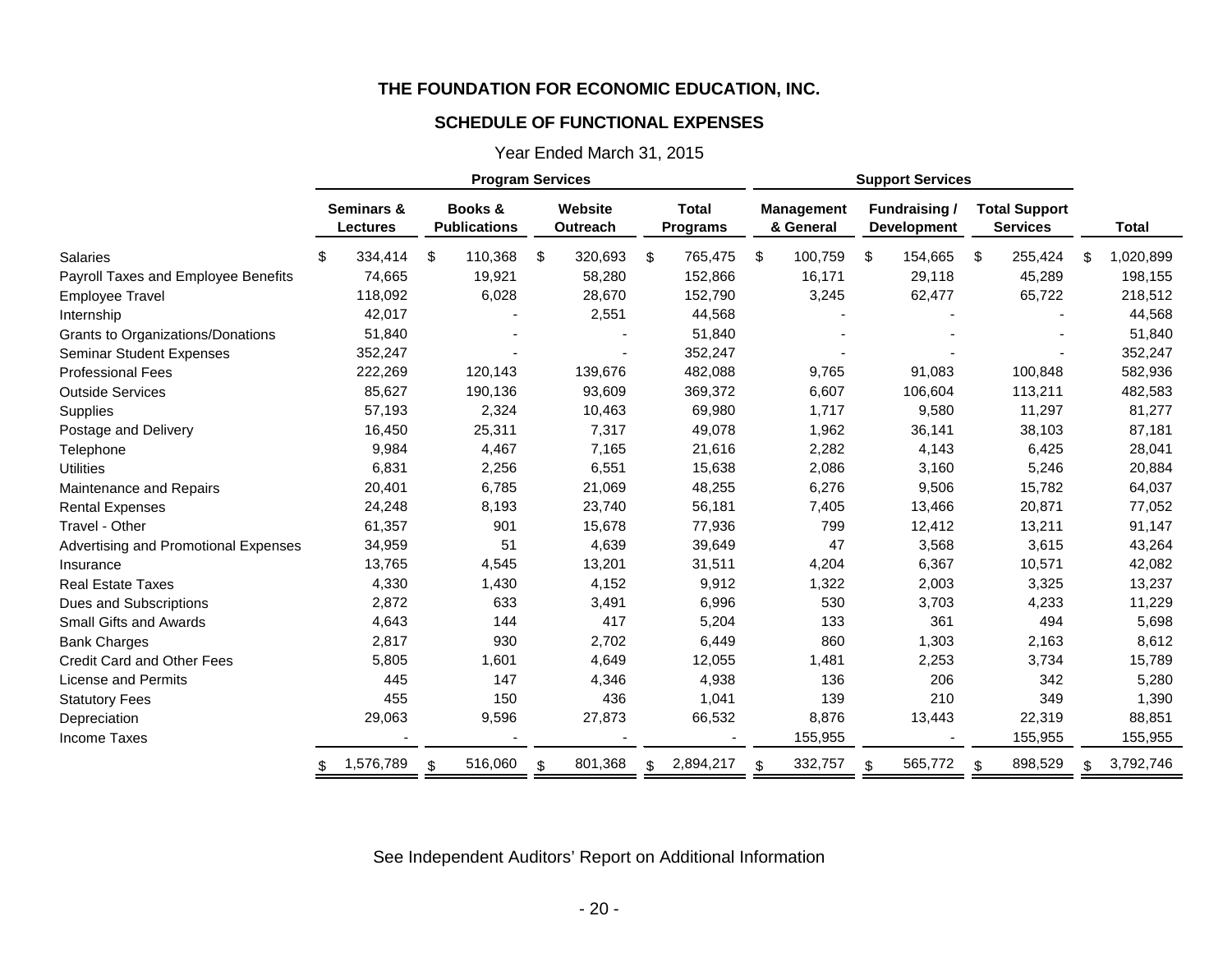**THE FOUNDATION FOR ECONOMIC EDUCATION, INC.**

**SCHEDULE OF FUNCTIONAL EXPENSES**

Year Ended March 31, 2015

| | Program Services | | | | Support Services | | | |
|---|---|---|---|---|---|---|---|---|
| | Seminars & Lectures | Books & Publications | Website Outreach | Total Programs | Management & General | Fundraising / Development | Total Support Services | Total |
| Salaries | $ 334,414 | $ 110,368 | $ 320,693 | $ 765,475 | $ 100,759 | $ 154,665 | $ 255,424 | $ 1,020,899 |
| Payroll Taxes and Employee Benefits | 74,665 | 19,921 | 58,280 | 152,866 | 16,171 | 29,118 | 45,289 | 198,155 |
| Employee Travel | 118,092 | 6,028 | 28,670 | 152,790 | 3,245 | 62,477 | 65,722 | 218,512 |
| Internship | 42,017 | - | 2,551 | 44,568 | - | - | - | 44,568 |
| Grants to Organizations/Donations | 51,840 | - | - | 51,840 | - | - | - | 51,840 |
| Seminar Student Expenses | 352,247 | - | - | 352,247 | - | - | - | 352,247 |
| Professional Fees | 222,269 | 120,143 | 139,676 | 482,088 | 9,765 | 91,083 | 100,848 | 582,936 |
| Outside Services | 85,627 | 190,136 | 93,609 | 369,372 | 6,607 | 106,604 | 113,211 | 482,583 |
| Supplies | 57,193 | 2,324 | 10,463 | 69,980 | 1,717 | 9,580 | 11,297 | 81,277 |
| Postage and Delivery | 16,450 | 25,311 | 7,317 | 49,078 | 1,962 | 36,141 | 38,103 | 87,181 |
| Telephone | 9,984 | 4,467 | 7,165 | 21,616 | 2,282 | 4,143 | 6,425 | 28,041 |
| Utilities | 6,831 | 2,256 | 6,551 | 15,638 | 2,086 | 3,160 | 5,246 | 20,884 |
| Maintenance and Repairs | 20,401 | 6,785 | 21,069 | 48,255 | 6,276 | 9,506 | 15,782 | 64,037 |
| Rental Expenses | 24,248 | 8,193 | 23,740 | 56,181 | 7,405 | 13,466 | 20,871 | 77,052 |
| Travel - Other | 61,357 | 901 | 15,678 | 77,936 | 799 | 12,412 | 13,211 | 91,147 |
| Advertising and Promotional Expenses | 34,959 | 51 | 4,639 | 39,649 | 47 | 3,568 | 3,615 | 43,264 |
| Insurance | 13,765 | 4,545 | 13,201 | 31,511 | 4,204 | 6,367 | 10,571 | 42,082 |
| Real Estate Taxes | 4,330 | 1,430 | 4,152 | 9,912 | 1,322 | 2,003 | 3,325 | 13,237 |
| Dues and Subscriptions | 2,872 | 633 | 3,491 | 6,996 | 530 | 3,703 | 4,233 | 11,229 |
| Small Gifts and Awards | 4,643 | 144 | 417 | 5,204 | 133 | 361 | 494 | 5,698 |
| Bank Charges | 2,817 | 930 | 2,702 | 6,449 | 860 | 1,303 | 2,163 | 8,612 |
| Credit Card and Other Fees | 5,805 | 1,601 | 4,649 | 12,055 | 1,481 | 2,253 | 3,734 | 15,789 |
| License and Permits | 445 | 147 | 4,346 | 4,938 | 136 | 206 | 342 | 5,280 |
| Statutory Fees | 455 | 150 | 436 | 1,041 | 139 | 210 | 349 | 1,390 |
| Depreciation | 29,063 | 9,596 | 27,873 | 66,532 | 8,876 | 13,443 | 22,319 | 88,851 |
| Income Taxes | - | - | - | - | 155,955 | - | 155,955 | 155,955 |
| | $ 1,576,789 | $ 516,060 | $ 801,368 | $ 2,894,217 | $ 332,757 | $ 565,772 | $ 898,529 | $ 3,792,746 |

See Independent Auditors' Report on Additional Information